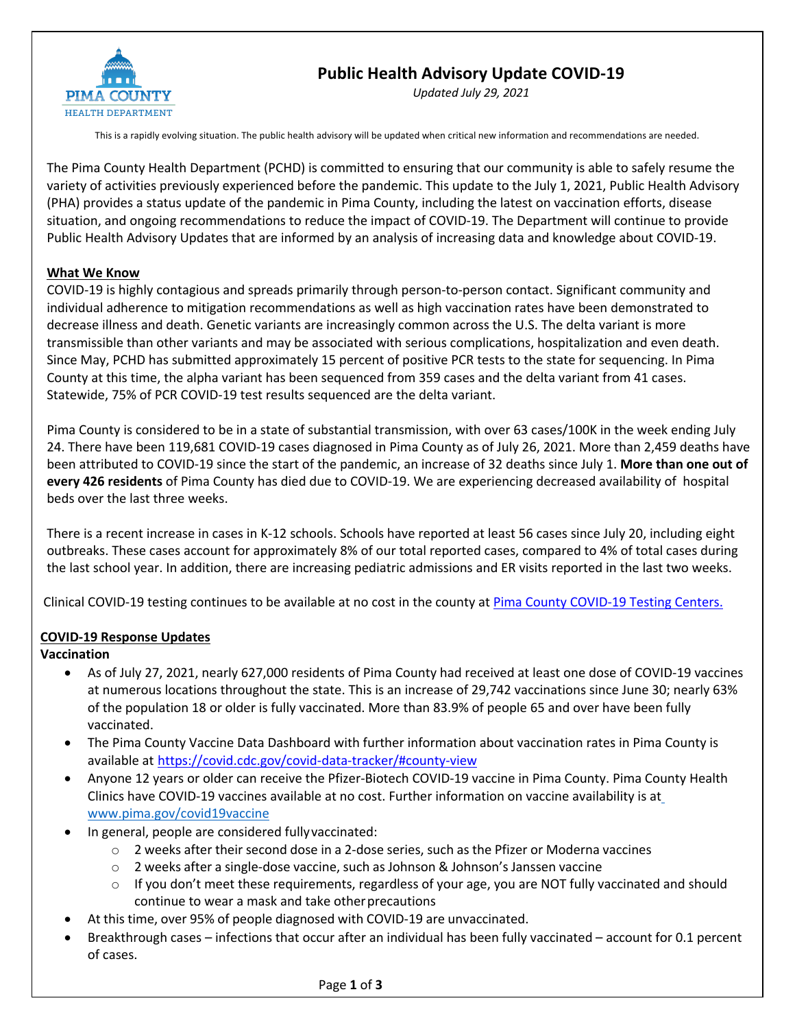# Public Health Advisory Update COVID-19

*Updated July 29, 2021*

This is a rapidly evolving situation. The public health advisory will be updated when critical new information and recommendations are needed.

The Pima County Health Department (PCHD) is committed to ensuring that our community is able to safely resume the variety of activities previously experienced before the pandemic. This update to the July 1, 2021, Public Health Advisory (PHA) provides a status update of the pandemic in Pima County, including the latest on vaccination efforts, disease situation, and ongoing recommendations to reduce the impact of COVID-19. The Department will continue to provide Public Health Advisory Updates that are informed by an analysis of increasing data and knowledge about COVID-19.

## What We Know

COVID-19 is highly contagious and spreads primarily through person-to-person contact. Significant community and individual adherence to mitigation recommendations as well as high vaccination rates have been demonstrated to decrease illness and death. Genetic variants are increasingly common across the U.S. The delta variant is more transmissible than other variants and may be associated with serious complications, hospitalization and even death. Since May, PCHD has submitted approximately 15 percent of positive PCR tests to the state for sequencing. In Pima County at this time, the alpha variant has been sequenced from 359 cases and the delta variant from 41 cases. Statewide, 75% of PCR COVID-19 test results sequenced are the delta variant.

Pima County is considered to be in a state of substantial transmission, with over 63 cases/100K in the week ending July 24. There have been 119,681 COVID-19 cases diagnosed in Pima County as of July 26, 2021. More than 2,459 deaths have been attributed to COVID-19 since the start of the pandemic, an increase of 32 deaths since July 1. **More than one out of every 426 residents** of Pima County has died due to COVID-19. We are experiencing decreased availability of hospital beds over the last three weeks.

There is a recent increase in cases in K-12 schools. Schools have reported at least 56 cases since July 20, including eight outbreaks. These cases account for approximately 8% of our total reported cases, compared to 4% of total cases during the last school year. In addition, there are increasing pediatric admissions and ER visits reported in the last two weeks.

Clinical COVID-19 testing continues to be available at no cost in the county at Pima County COVID-19 Testing Centers.

## COVID-19 Response Updates

### Vaccination

- As of July 27, 2021, nearly 627,000 residents of Pima County had received at least one dose of COVID-19 vaccines at numerous locations throughout the state. This is an increase of 29,742 vaccinations since June 30; nearly 63% of the population 18 or older is fully vaccinated. More than 83.9% of people 65 and over have been fully vaccinated.
- The Pima County Vaccine Data Dashboard with further information about vaccination rates in Pima County is available at https://covid.cdc.gov/covid-data-tracker/#county-view
- Anyone 12 years or older can receive the Pfizer-Biotech COVID-19 vaccine in Pima County. Pima County Health Clinics have COVID-19 vaccines available at no cost. Further information on vaccine availability is at www.pima.gov/covid19vaccine
- In general, people are considered fully vaccinated:
  - 2 weeks after their second dose in a 2-dose series, such as the Pfizer or Moderna vaccines
  - 2 weeks after a single-dose vaccine, such as Johnson & Johnson's Janssen vaccine
  - If you don't meet these requirements, regardless of your age, you are NOT fully vaccinated and should continue to wear a mask and take other precautions
- At this time, over 95% of people diagnosed with COVID-19 are unvaccinated.
- Breakthrough cases – infections that occur after an individual has been fully vaccinated – account for 0.1 percent of cases.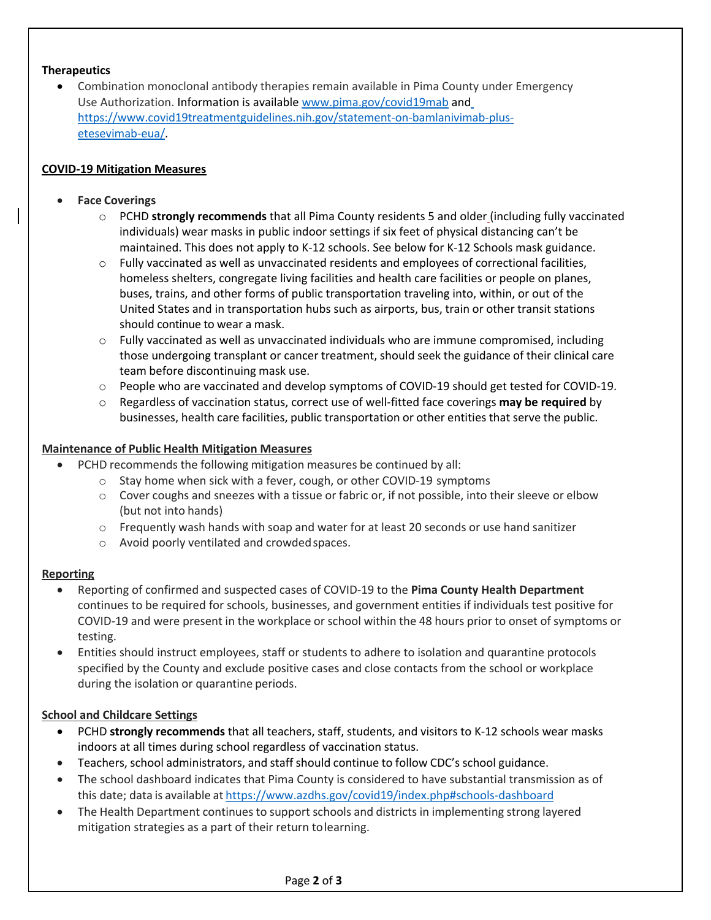**Therapeutics**

- Combination monoclonal antibody therapies remain available in Pima County under Emergency Use Authorization. Information is available www.pima.gov/covid19mab and https://www.covid19treatmentguidelines.nih.gov/statement-on-bamlanivimab-plus-etesevimab-eua/.

## COVID-19 Mitigation Measures

- **Face Coverings**
  - PCHD **strongly recommends** that all Pima County residents 5 and older (including fully vaccinated individuals) wear masks in public indoor settings if six feet of physical distancing can't be maintained. This does not apply to K-12 schools. See below for K-12 Schools mask guidance.
  - Fully vaccinated as well as unvaccinated residents and employees of correctional facilities, homeless shelters, congregate living facilities and health care facilities or people on planes, buses, trains, and other forms of public transportation traveling into, within, or out of the United States and in transportation hubs such as airports, bus, train or other transit stations should continue to wear a mask.
  - Fully vaccinated as well as unvaccinated individuals who are immune compromised, including those undergoing transplant or cancer treatment, should seek the guidance of their clinical care team before discontinuing mask use.
  - People who are vaccinated and develop symptoms of COVID-19 should get tested for COVID-19.
  - Regardless of vaccination status, correct use of well-fitted face coverings **may be required** by businesses, health care facilities, public transportation or other entities that serve the public.

## Maintenance of Public Health Mitigation Measures

- PCHD recommends the following mitigation measures be continued by all:
  - Stay home when sick with a fever, cough, or other COVID-19 symptoms
  - Cover coughs and sneezes with a tissue or fabric or, if not possible, into their sleeve or elbow (but not into hands)
  - Frequently wash hands with soap and water for at least 20 seconds or use hand sanitizer
  - Avoid poorly ventilated and crowded spaces.

## Reporting

- Reporting of confirmed and suspected cases of COVID-19 to the **Pima County Health Department** continues to be required for schools, businesses, and government entities if individuals test positive for COVID-19 and were present in the workplace or school within the 48 hours prior to onset of symptoms or testing.
- Entities should instruct employees, staff or students to adhere to isolation and quarantine protocols specified by the County and exclude positive cases and close contacts from the school or workplace during the isolation or quarantine periods.

## School and Childcare Settings

- PCHD **strongly recommends** that all teachers, staff, students, and visitors to K-12 schools wear masks indoors at all times during school regardless of vaccination status.
- Teachers, school administrators, and staff should continue to follow CDC's school guidance.
- The school dashboard indicates that Pima County is considered to have substantial transmission as of this date; data is available at https://www.azdhs.gov/covid19/index.php#schools-dashboard
- The Health Department continues to support schools and districts in implementing strong layered mitigation strategies as a part of their return to learning.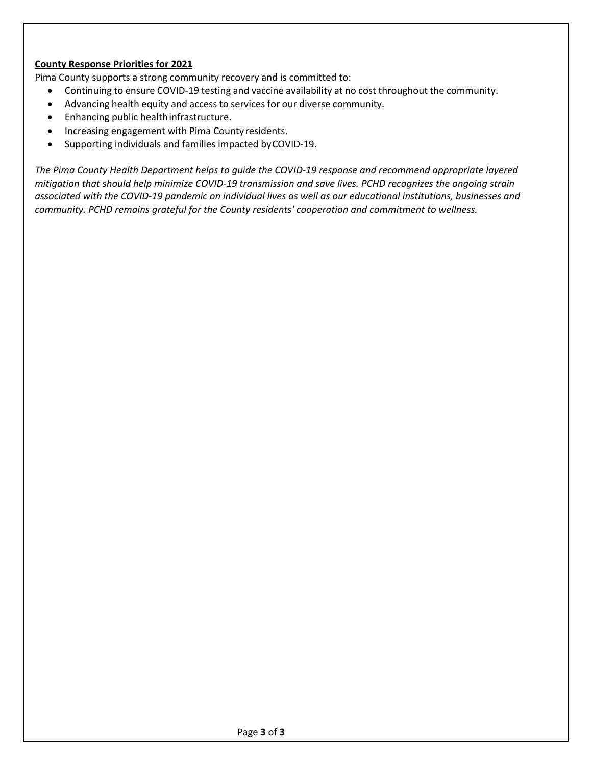**County Response Priorities for 2021**

Pima County supports a strong community recovery and is committed to:

- Continuing to ensure COVID-19 testing and vaccine availability at no cost throughout the community.
- Advancing health equity and access to services for our diverse community.
- Enhancing public health infrastructure.
- Increasing engagement with Pima County residents.
- Supporting individuals and families impacted by COVID-19.

*The Pima County Health Department helps to guide the COVID-19 response and recommend appropriate layered mitigation that should help minimize COVID-19 transmission and save lives. PCHD recognizes the ongoing strain associated with the COVID-19 pandemic on individual lives as well as our educational institutions, businesses and community. PCHD remains grateful for the County residents' cooperation and commitment to wellness.*